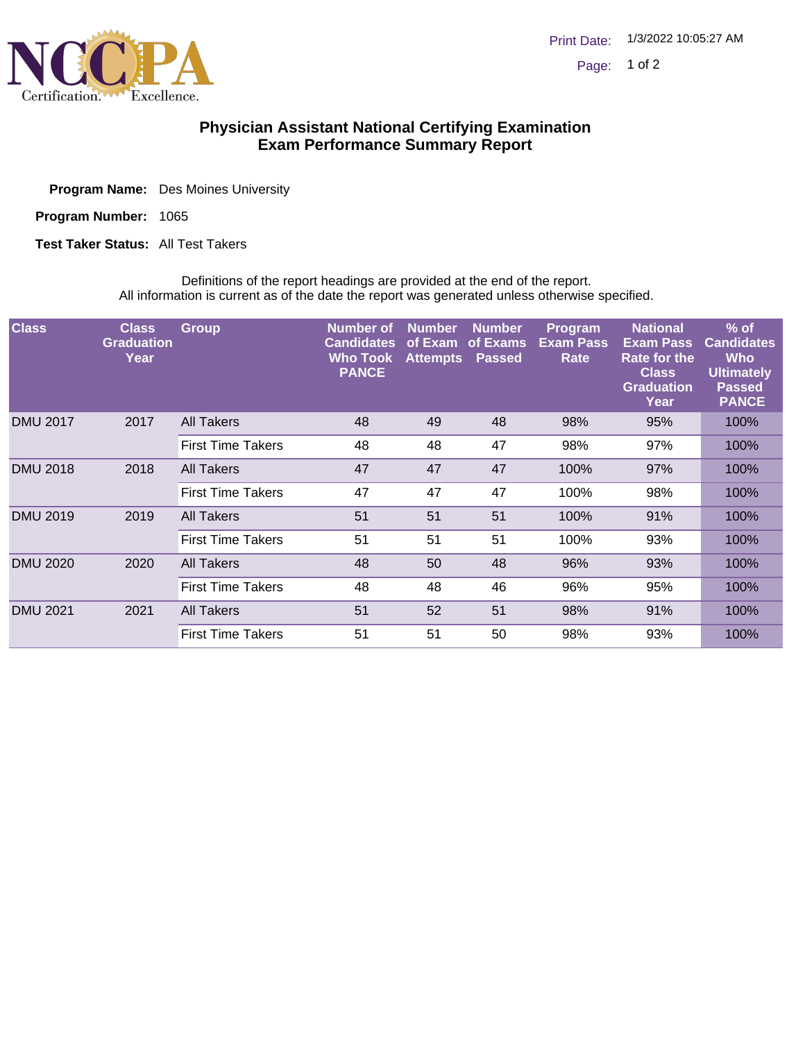# Physician Assistant National Certifying Examination
## Exam Performance Summary Report

**Program Name:** Des Moines University

**Program Number:** 1065

**Test Taker Status:** All Test Takers

Definitions of the report headings are provided at the end of the report.
All information is current as of the date the report was generated unless otherwise specified.

| Class | Class Graduation Year | Group | Number of Candidates Who Took PANCE | Number of Exam Attempts | Number of Exams Passed | Program Exam Pass Rate | National Exam Pass Rate for the Class Graduation Year | % of Candidates Who Ultimately Passed PANCE |
|---|---|---|---|---|---|---|---|---|
| DMU 2017 | 2017 | All Takers | 48 | 49 | 48 | 98% | 95% | 100% |
| | | First Time Takers | 48 | 48 | 47 | 98% | 97% | 100% |
| DMU 2018 | 2018 | All Takers | 47 | 47 | 47 | 100% | 97% | 100% |
| | | First Time Takers | 47 | 47 | 47 | 100% | 98% | 100% |
| DMU 2019 | 2019 | All Takers | 51 | 51 | 51 | 100% | 91% | 100% |
| | | First Time Takers | 51 | 51 | 51 | 100% | 93% | 100% |
| DMU 2020 | 2020 | All Takers | 48 | 50 | 48 | 96% | 93% | 100% |
| | | First Time Takers | 48 | 48 | 46 | 96% | 95% | 100% |
| DMU 2021 | 2021 | All Takers | 51 | 52 | 51 | 98% | 91% | 100% |
| | | First Time Takers | 51 | 51 | 50 | 98% | 93% | 100% |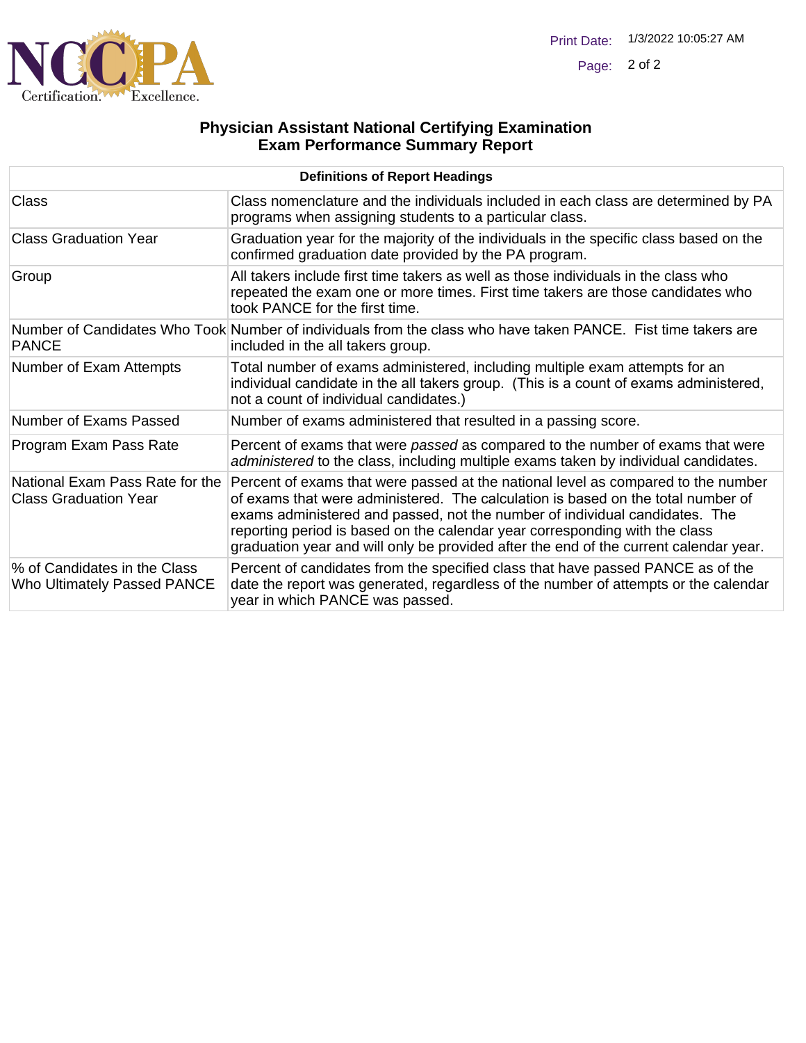# Physician Assistant National Certifying Examination
## Exam Performance Summary Report

| Definitions of Report Headings | |
|---|---|
| Class | Class nomenclature and the individuals included in each class are determined by PA programs when assigning students to a particular class. |
| Class Graduation Year | Graduation year for the majority of the individuals in the specific class based on the confirmed graduation date provided by the PA program. |
| Group | All takers include first time takers as well as those individuals in the class who repeated the exam one or more times. First time takers are those candidates who took PANCE for the first time. |
| Number of Candidates Who Took PANCE | Number of individuals from the class who have taken PANCE. Fist time takers are included in the all takers group. |
| Number of Exam Attempts | Total number of exams administered, including multiple exam attempts for an individual candidate in the all takers group. (This is a count of exams administered, not a count of individual candidates.) |
| Number of Exams Passed | Number of exams administered that resulted in a passing score. |
| Program Exam Pass Rate | Percent of exams that were *passed* as compared to the number of exams that were *administered* to the class, including multiple exams taken by individual candidates. |
| National Exam Pass Rate for the Class Graduation Year | Percent of exams that were passed at the national level as compared to the number of exams that were administered. The calculation is based on the total number of exams administered and passed, not the number of individual candidates. The reporting period is based on the calendar year corresponding with the class graduation year and will only be provided after the end of the current calendar year. |
| % of Candidates in the Class Who Ultimately Passed PANCE | Percent of candidates from the specified class that have passed PANCE as of the date the report was generated, regardless of the number of attempts or the calendar year in which PANCE was passed. |